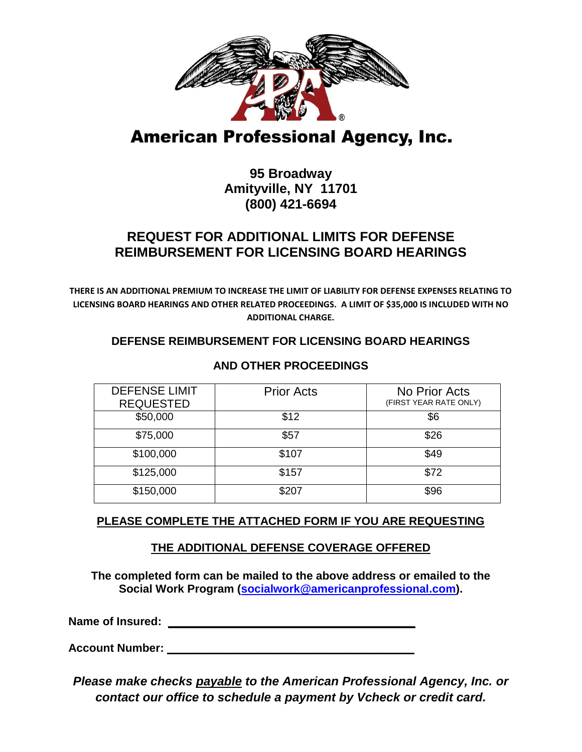# American Professional Agency, Inc.

**95 Broadway**
**Amityville, NY 11701**
**(800) 421-6694**

## REQUEST FOR ADDITIONAL LIMITS FOR DEFENSE REIMBURSEMENT FOR LICENSING BOARD HEARINGS

**THERE IS AN ADDITIONAL PREMIUM TO INCREASE THE LIMIT OF LIABILITY FOR DEFENSE EXPENSES RELATING TO LICENSING BOARD HEARINGS AND OTHER RELATED PROCEEDINGS. A LIMIT OF $35,000 IS INCLUDED WITH NO ADDITIONAL CHARGE.**

### DEFENSE REIMBURSEMENT FOR LICENSING BOARD HEARINGS AND OTHER PROCEEDINGS

| DEFENSE LIMIT REQUESTED | Prior Acts | No Prior Acts (FIRST YEAR RATE ONLY) |
|---|---|---|
| $50,000 | $12 | $6 |
| $75,000 | $57 | $26 |
| $100,000 | $107 | $49 |
| $125,000 | $157 | $72 |
| $150,000 | $207 | $96 |

**PLEASE COMPLETE THE ATTACHED FORM IF YOU ARE REQUESTING THE ADDITIONAL DEFENSE COVERAGE OFFERED**

**The completed form can be mailed to the above address or emailed to the Social Work Program (socialwork@americanprofessional.com).**

**Name of Insured:** ______________________________________

**Account Number:** ______________________________________

***Please make checks payable to the American Professional Agency, Inc. or contact our office to schedule a payment by Vcheck or credit card.***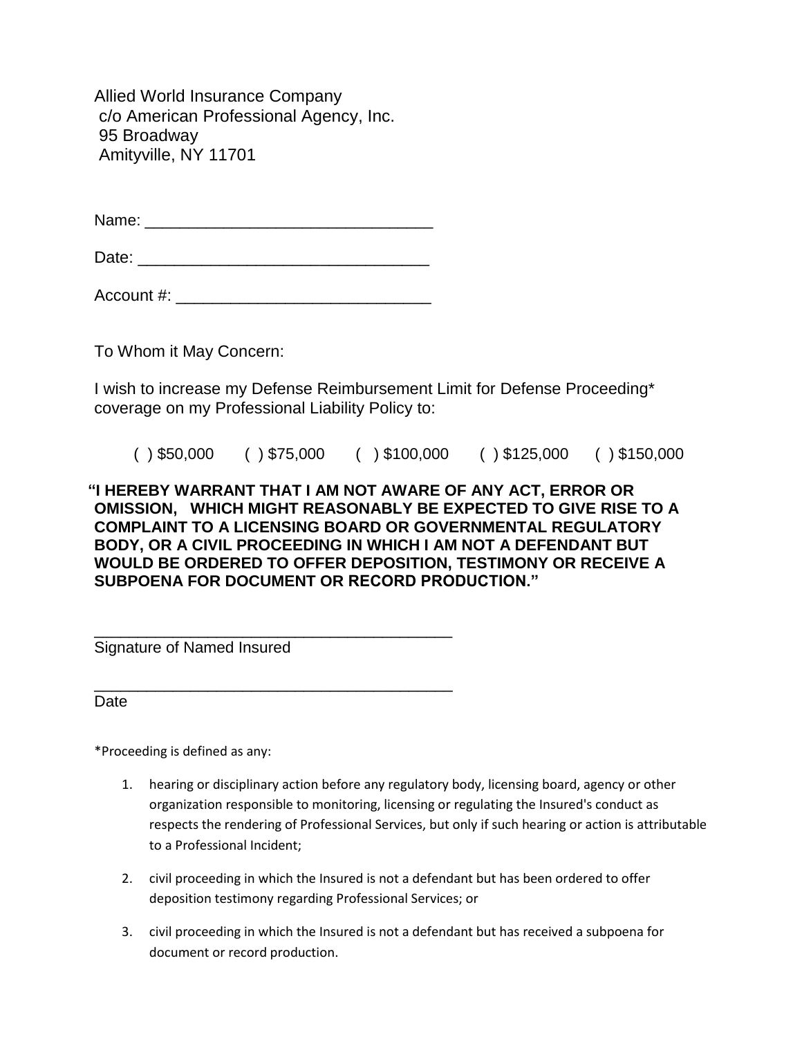Allied World Insurance Company
c/o American Professional Agency, Inc.
95 Broadway
Amityville, NY 11701

Name: ________________________________

Date: ________________________________

Account #: ____________________________

To Whom it May Concern:

I wish to increase my Defense Reimbursement Limit for Defense Proceeding* coverage on my Professional Liability Policy to:

( ) $50,000 ( ) $75,000 ( ) $100,000 ( ) $125,000 ( ) $150,000

**"I HEREBY WARRANT THAT I AM NOT AWARE OF ANY ACT, ERROR OR OMISSION, WHICH MIGHT REASONABLY BE EXPECTED TO GIVE RISE TO A COMPLAINT TO A LICENSING BOARD OR GOVERNMENTAL REGULATORY BODY, OR A CIVIL PROCEEDING IN WHICH I AM NOT A DEFENDANT BUT WOULD BE ORDERED TO OFFER DEPOSITION, TESTIMONY OR RECEIVE A SUBPOENA FOR DOCUMENT OR RECORD PRODUCTION."**

_________________________________________
Signature of Named Insured

_________________________________________
Date

*Proceeding is defined as any:

1. hearing or disciplinary action before any regulatory body, licensing board, agency or other organization responsible to monitoring, licensing or regulating the Insured's conduct as respects the rendering of Professional Services, but only if such hearing or action is attributable to a Professional Incident;
2. civil proceeding in which the Insured is not a defendant but has been ordered to offer deposition testimony regarding Professional Services; or
3. civil proceeding in which the Insured is not a defendant but has received a subpoena for document or record production.